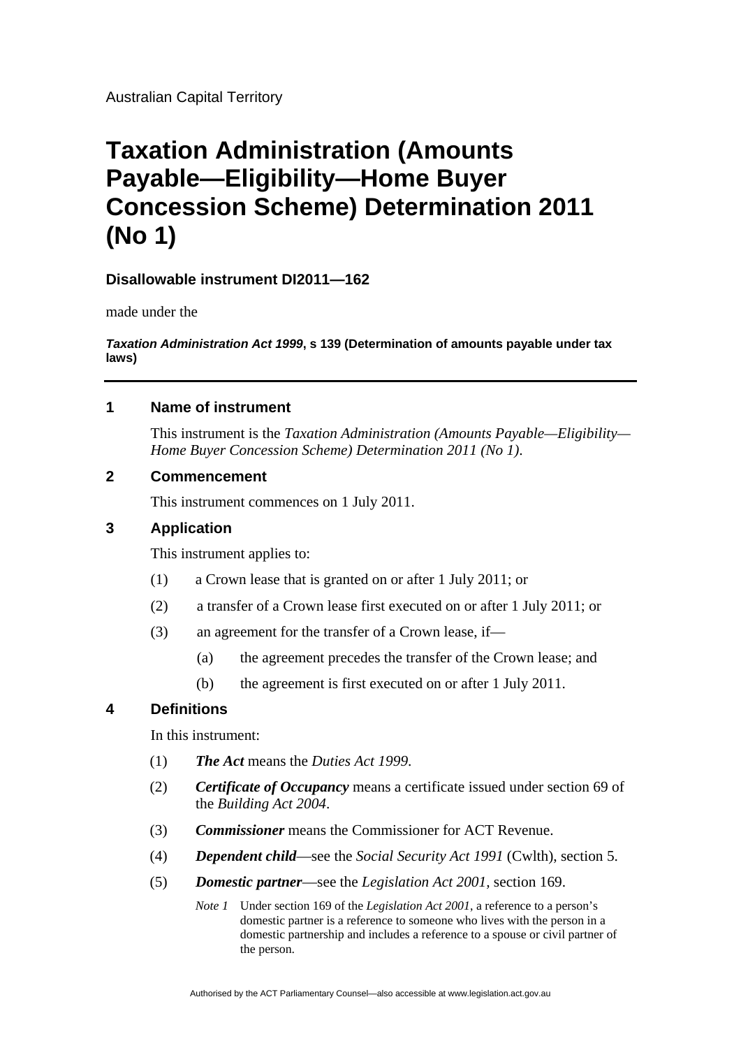Australian Capital Territory

# Taxation Administration (Amounts Payable—Eligibility—Home Buyer Concession Scheme) Determination 2011 (No 1)

**Disallowable instrument DI2011—162**

made under the

***Taxation Administration Act 1999*, s 139 (Determination of amounts payable under tax laws)**

---

## 1 Name of instrument

This instrument is the *Taxation Administration (Amounts Payable—Eligibility—Home Buyer Concession Scheme) Determination 2011 (No 1)*.

## 2 Commencement

This instrument commences on 1 July 2011.

## 3 Application

This instrument applies to:

(1) a Crown lease that is granted on or after 1 July 2011; or

(2) a transfer of a Crown lease first executed on or after 1 July 2011; or

(3) an agreement for the transfer of a Crown lease, if—

(a) the agreement precedes the transfer of the Crown lease; and

(b) the agreement is first executed on or after 1 July 2011.

## 4 Definitions

In this instrument:

(1) ***The Act*** means the *Duties Act 1999*.

(2) ***Certificate of Occupancy*** means a certificate issued under section 69 of the *Building Act 2004*.

(3) ***Commissioner*** means the Commissioner for ACT Revenue.

(4) ***Dependent child***—see the *Social Security Act 1991* (Cwlth), section 5.

(5) ***Domestic partner***—see the *Legislation Act 2001*, section 169.

*Note 1* Under section 169 of the *Legislation Act 2001*, a reference to a person's domestic partner is a reference to someone who lives with the person in a domestic partnership and includes a reference to a spouse or civil partner of the person.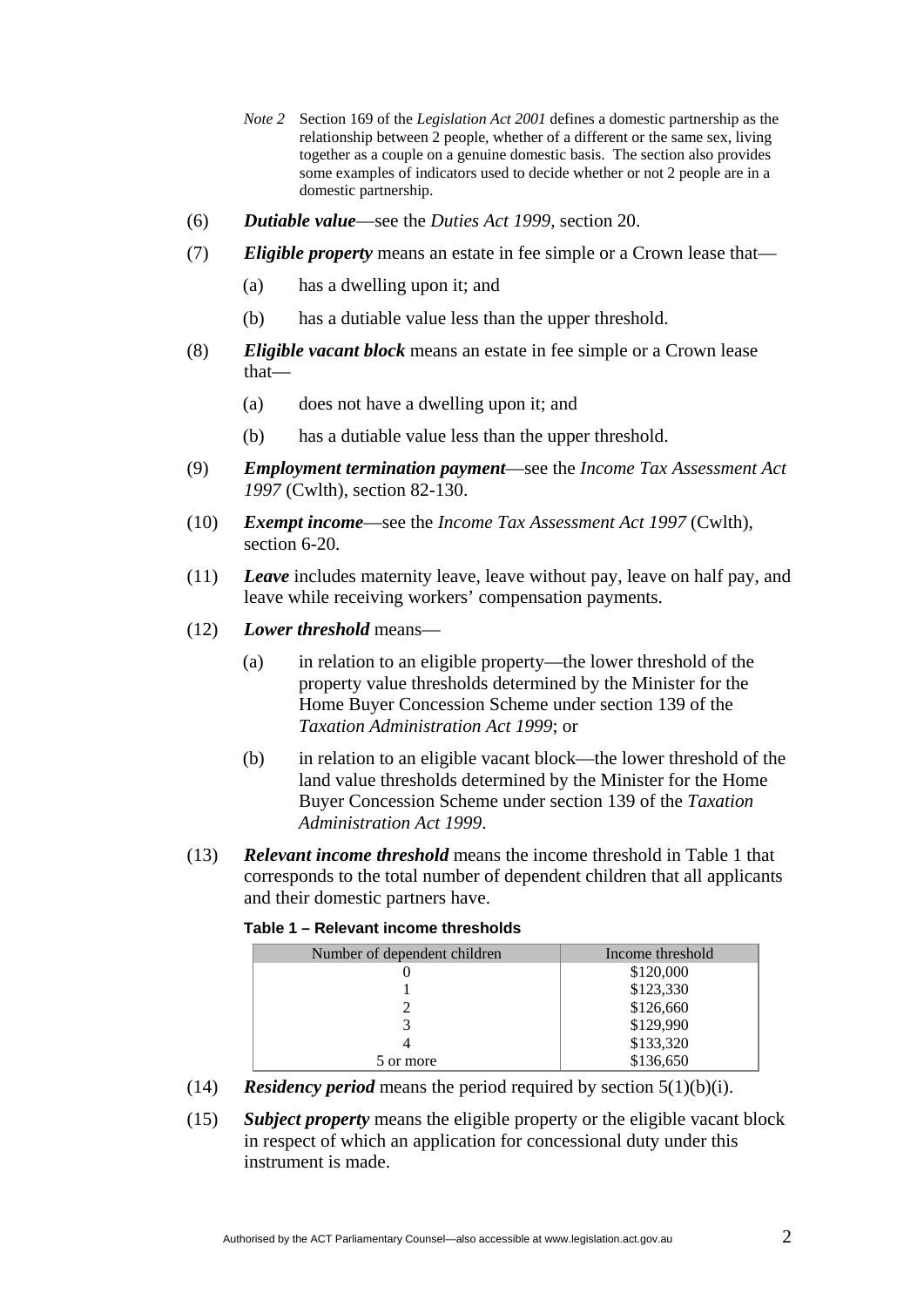*Note 2* Section 169 of the *Legislation Act 2001* defines a domestic partnership as the relationship between 2 people, whether of a different or the same sex, living together as a couple on a genuine domestic basis. The section also provides some examples of indicators used to decide whether or not 2 people are in a domestic partnership.

(6) ***Dutiable value***—see the *Duties Act 1999*, section 20.

(7) ***Eligible property*** means an estate in fee simple or a Crown lease that—

(a) has a dwelling upon it; and

(b) has a dutiable value less than the upper threshold.

(8) ***Eligible vacant block*** means an estate in fee simple or a Crown lease that—

(a) does not have a dwelling upon it; and

(b) has a dutiable value less than the upper threshold.

(9) ***Employment termination payment***—see the *Income Tax Assessment Act 1997* (Cwlth), section 82-130.

(10) ***Exempt income***—see the *Income Tax Assessment Act 1997* (Cwlth), section 6-20.

(11) ***Leave*** includes maternity leave, leave without pay, leave on half pay, and leave while receiving workers' compensation payments.

(12) ***Lower threshold*** means—

(a) in relation to an eligible property—the lower threshold of the property value thresholds determined by the Minister for the Home Buyer Concession Scheme under section 139 of the *Taxation Administration Act 1999*; or

(b) in relation to an eligible vacant block—the lower threshold of the land value thresholds determined by the Minister for the Home Buyer Concession Scheme under section 139 of the *Taxation Administration Act 1999*.

(13) ***Relevant income threshold*** means the income threshold in Table 1 that corresponds to the total number of dependent children that all applicants and their domestic partners have.

**Table 1 – Relevant income thresholds**

| Number of dependent children | Income threshold |
|---|---|
| 0 | $120,000 |
| 1 | $123,330 |
| 2 | $126,660 |
| 3 | $129,990 |
| 4 | $133,320 |
| 5 or more | $136,650 |

(14) ***Residency period*** means the period required by section 5(1)(b)(i).

(15) ***Subject property*** means the eligible property or the eligible vacant block in respect of which an application for concessional duty under this instrument is made.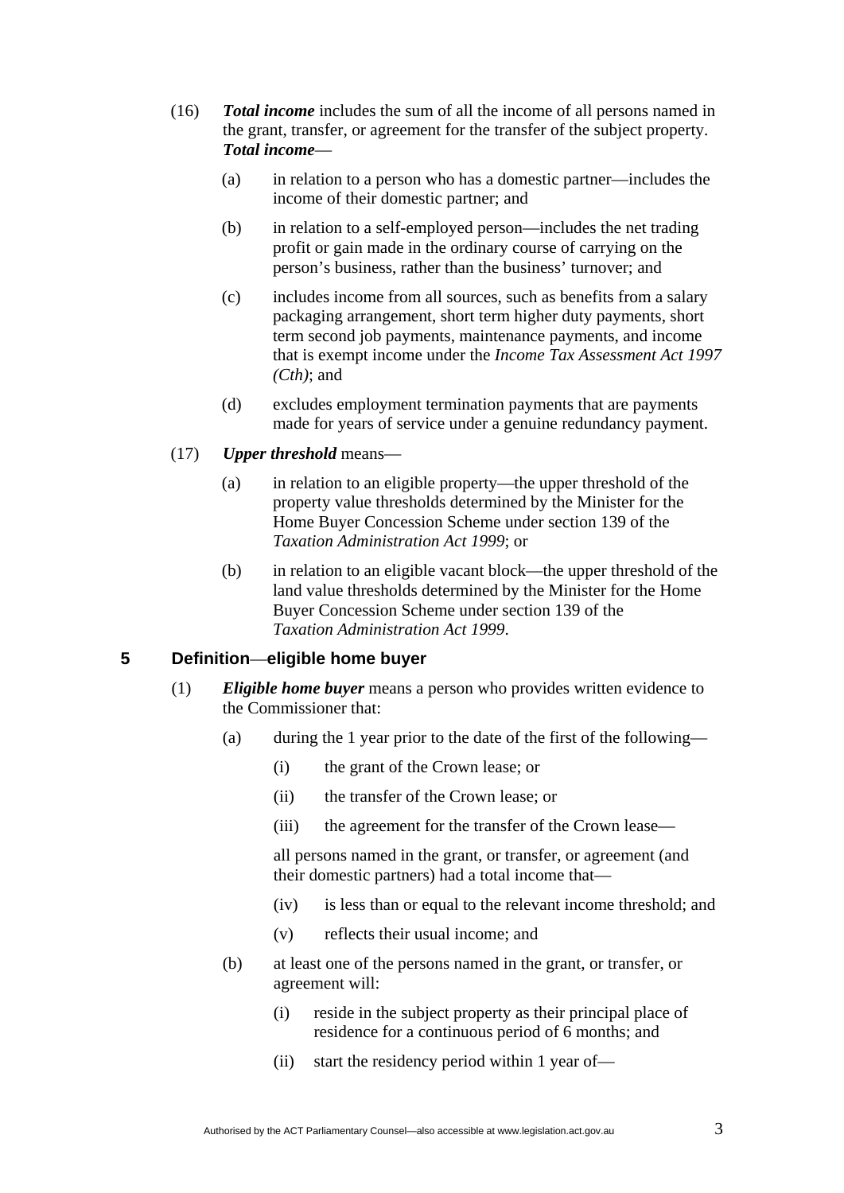(16) ***Total income*** includes the sum of all the income of all persons named in the grant, transfer, or agreement for the transfer of the subject property. ***Total income***—

(a) in relation to a person who has a domestic partner—includes the income of their domestic partner; and

(b) in relation to a self-employed person—includes the net trading profit or gain made in the ordinary course of carrying on the person's business, rather than the business' turnover; and

(c) includes income from all sources, such as benefits from a salary packaging arrangement, short term higher duty payments, short term second job payments, maintenance payments, and income that is exempt income under the *Income Tax Assessment Act 1997 (Cth)*; and

(d) excludes employment termination payments that are payments made for years of service under a genuine redundancy payment.

(17) ***Upper threshold*** means—

(a) in relation to an eligible property—the upper threshold of the property value thresholds determined by the Minister for the Home Buyer Concession Scheme under section 139 of the *Taxation Administration Act 1999*; or

(b) in relation to an eligible vacant block—the upper threshold of the land value thresholds determined by the Minister for the Home Buyer Concession Scheme under section 139 of the *Taxation Administration Act 1999*.

## 5 Definition—eligible home buyer

(1) ***Eligible home buyer*** means a person who provides written evidence to the Commissioner that:

(a) during the 1 year prior to the date of the first of the following—

(i) the grant of the Crown lease; or

(ii) the transfer of the Crown lease; or

(iii) the agreement for the transfer of the Crown lease—

all persons named in the grant, or transfer, or agreement (and their domestic partners) had a total income that—

(iv) is less than or equal to the relevant income threshold; and

(v) reflects their usual income; and

(b) at least one of the persons named in the grant, or transfer, or agreement will:

(i) reside in the subject property as their principal place of residence for a continuous period of 6 months; and

(ii) start the residency period within 1 year of—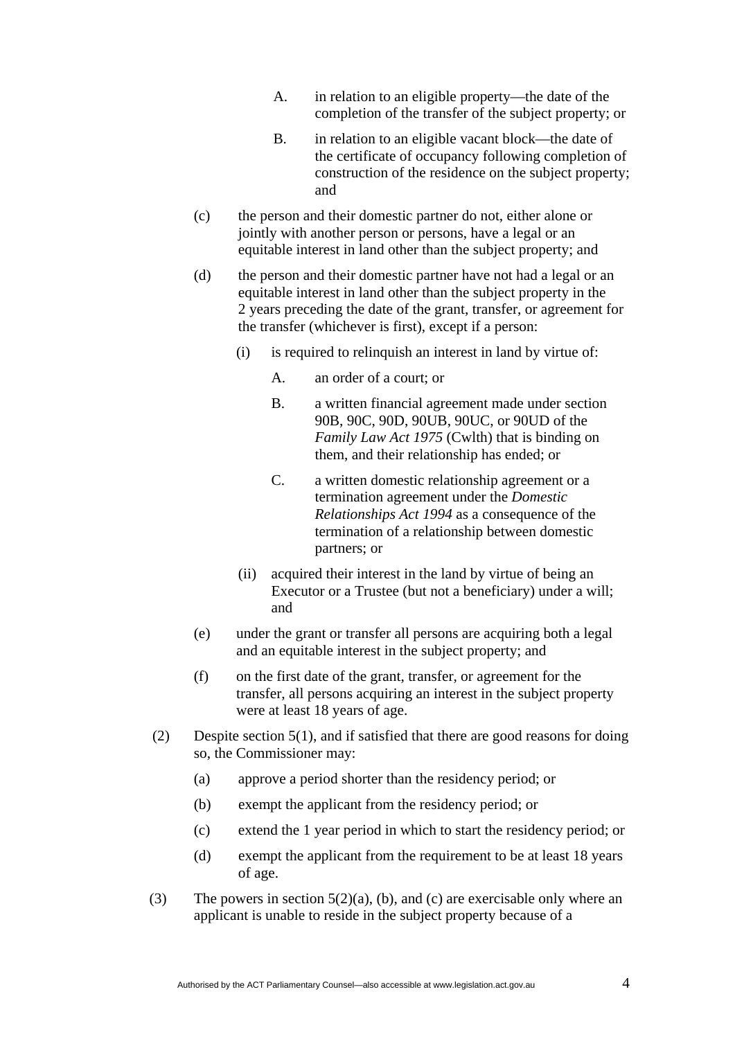A. in relation to an eligible property—the date of the completion of the transfer of the subject property; or

B. in relation to an eligible vacant block—the date of the certificate of occupancy following completion of construction of the residence on the subject property; and

(c) the person and their domestic partner do not, either alone or jointly with another person or persons, have a legal or an equitable interest in land other than the subject property; and

(d) the person and their domestic partner have not had a legal or an equitable interest in land other than the subject property in the 2 years preceding the date of the grant, transfer, or agreement for the transfer (whichever is first), except if a person:

(i) is required to relinquish an interest in land by virtue of:

A. an order of a court; or

B. a written financial agreement made under section 90B, 90C, 90D, 90UB, 90UC, or 90UD of the *Family Law Act 1975* (Cwlth) that is binding on them, and their relationship has ended; or

C. a written domestic relationship agreement or a termination agreement under the *Domestic Relationships Act 1994* as a consequence of the termination of a relationship between domestic partners; or

(ii) acquired their interest in the land by virtue of being an Executor or a Trustee (but not a beneficiary) under a will; and

(e) under the grant or transfer all persons are acquiring both a legal and an equitable interest in the subject property; and

(f) on the first date of the grant, transfer, or agreement for the transfer, all persons acquiring an interest in the subject property were at least 18 years of age.

(2) Despite section 5(1), and if satisfied that there are good reasons for doing so, the Commissioner may:

(a) approve a period shorter than the residency period; or

(b) exempt the applicant from the residency period; or

(c) extend the 1 year period in which to start the residency period; or

(d) exempt the applicant from the requirement to be at least 18 years of age.

(3) The powers in section 5(2)(a), (b), and (c) are exercisable only where an applicant is unable to reside in the subject property because of a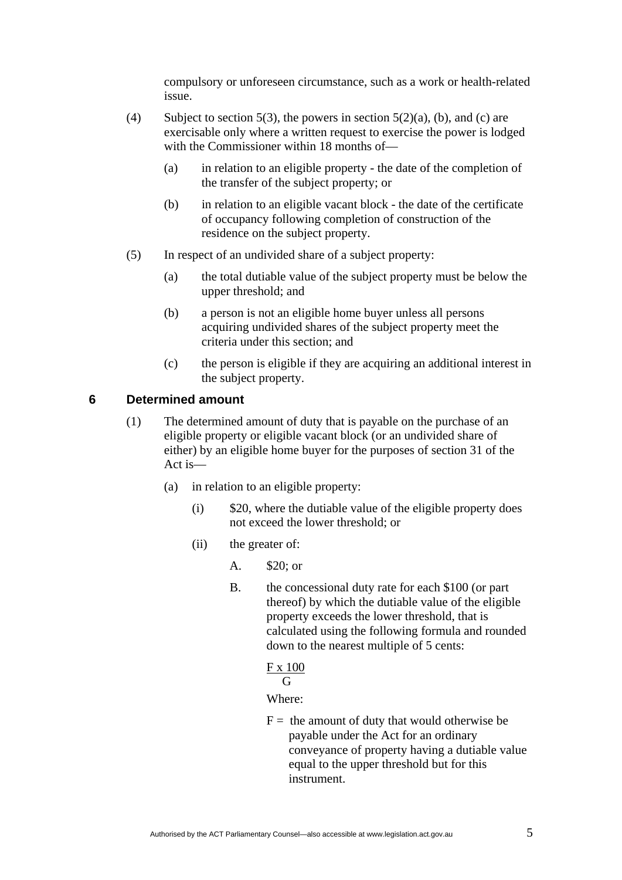compulsory or unforeseen circumstance, such as a work or health-related issue.

(4) Subject to section 5(3), the powers in section 5(2)(a), (b), and (c) are exercisable only where a written request to exercise the power is lodged with the Commissioner within 18 months of—

(a) in relation to an eligible property - the date of the completion of the transfer of the subject property; or

(b) in relation to an eligible vacant block - the date of the certificate of occupancy following completion of construction of the residence on the subject property.

(5) In respect of an undivided share of a subject property:

(a) the total dutiable value of the subject property must be below the upper threshold; and

(b) a person is not an eligible home buyer unless all persons acquiring undivided shares of the subject property meet the criteria under this section; and

(c) the person is eligible if they are acquiring an additional interest in the subject property.

## 6 Determined amount

(1) The determined amount of duty that is payable on the purchase of an eligible property or eligible vacant block (or an undivided share of either) by an eligible home buyer for the purposes of section 31 of the Act is—

(a) in relation to an eligible property:

(i) \$20, where the dutiable value of the eligible property does not exceed the lower threshold; or

(ii) the greater of:

A. \$20; or

B. the concessional duty rate for each \$100 (or part thereof) by which the dutiable value of the eligible property exceeds the lower threshold, that is calculated using the following formula and rounded down to the nearest multiple of 5 cents:

$$\frac{F \times 100}{G}$$

Where:

F = the amount of duty that would otherwise be payable under the Act for an ordinary conveyance of property having a dutiable value equal to the upper threshold but for this instrument.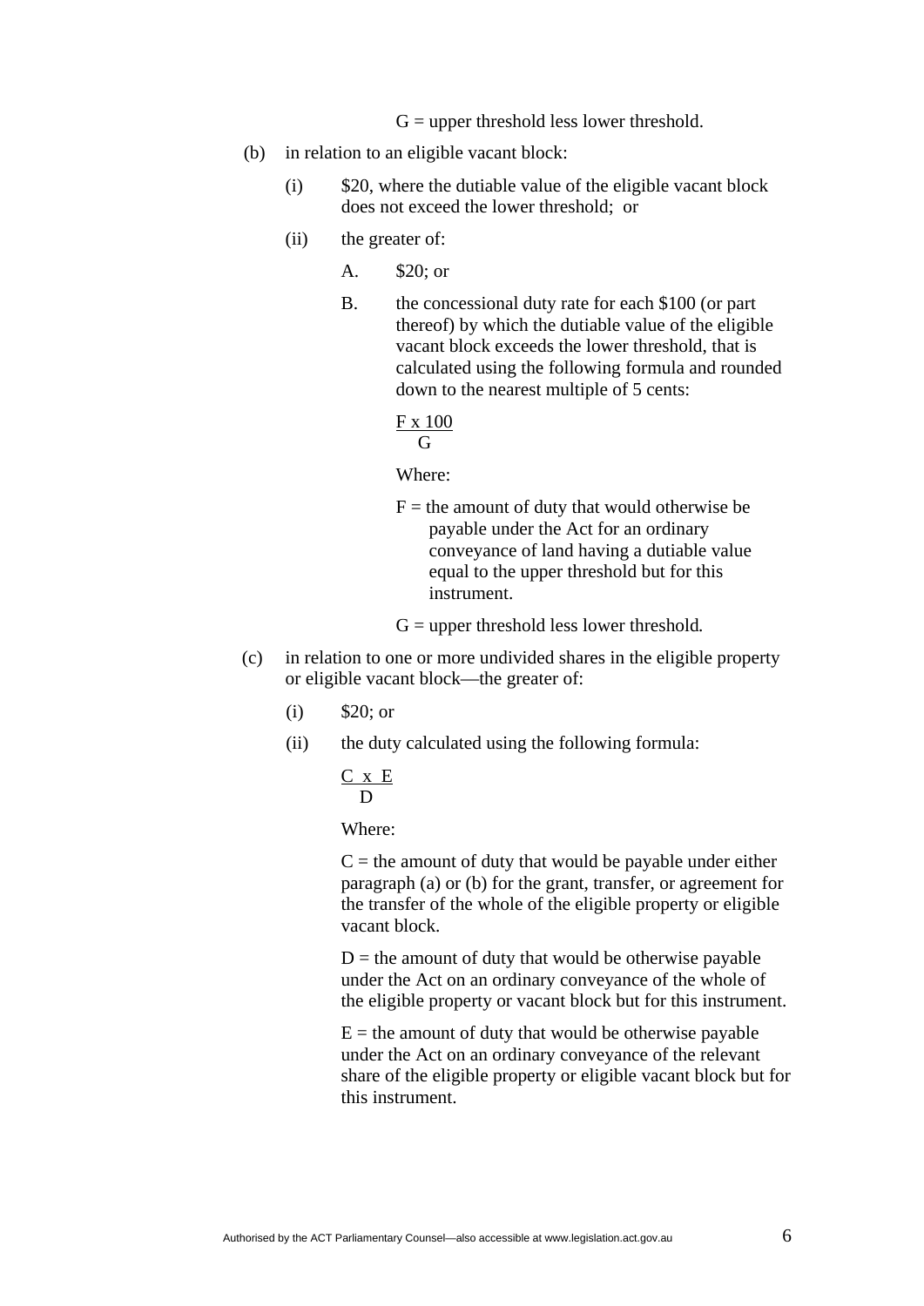G = upper threshold less lower threshold.

(b) in relation to an eligible vacant block:

(i) $20, where the dutiable value of the eligible vacant block does not exceed the lower threshold; or

(ii) the greater of:

A. $20; or

B. the concessional duty rate for each $100 (or part thereof) by which the dutiable value of the eligible vacant block exceeds the lower threshold, that is calculated using the following formula and rounded down to the nearest multiple of 5 cents:

$$\frac{F \times 100}{G}$$

Where:

F = the amount of duty that would otherwise be payable under the Act for an ordinary conveyance of land having a dutiable value equal to the upper threshold but for this instrument.

G = upper threshold less lower threshold.

(c) in relation to one or more undivided shares in the eligible property or eligible vacant block—the greater of:

(i) $20; or

(ii) the duty calculated using the following formula:

$$\frac{C \times E}{D}$$

Where:

C = the amount of duty that would be payable under either paragraph (a) or (b) for the grant, transfer, or agreement for the transfer of the whole of the eligible property or eligible vacant block.

D = the amount of duty that would be otherwise payable under the Act on an ordinary conveyance of the whole of the eligible property or vacant block but for this instrument.

E = the amount of duty that would be otherwise payable under the Act on an ordinary conveyance of the relevant share of the eligible property or eligible vacant block but for this instrument.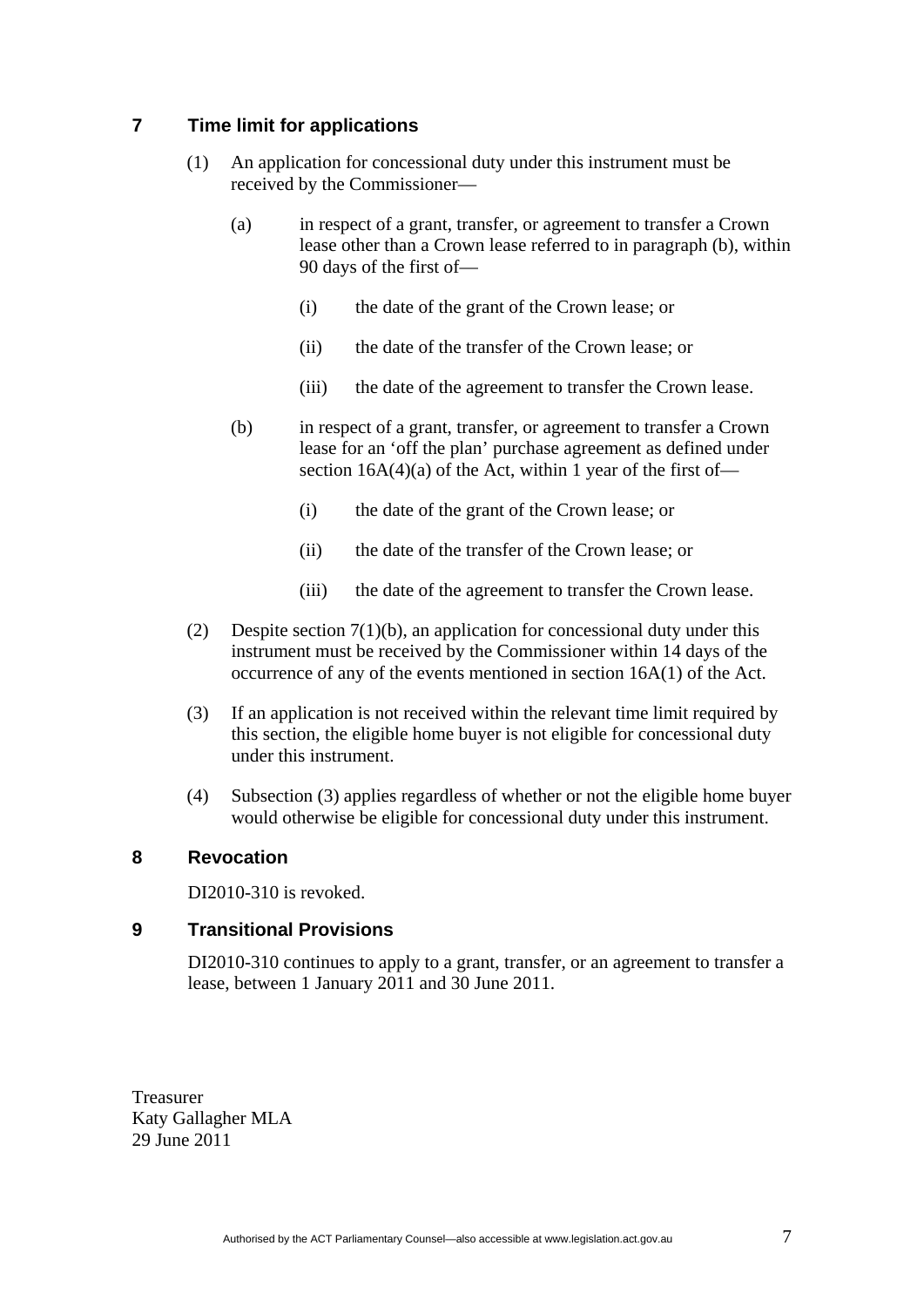## 7 Time limit for applications

(1) An application for concessional duty under this instrument must be received by the Commissioner—

(a) in respect of a grant, transfer, or agreement to transfer a Crown lease other than a Crown lease referred to in paragraph (b), within 90 days of the first of—

(i) the date of the grant of the Crown lease; or

(ii) the date of the transfer of the Crown lease; or

(iii) the date of the agreement to transfer the Crown lease.

(b) in respect of a grant, transfer, or agreement to transfer a Crown lease for an 'off the plan' purchase agreement as defined under section 16A(4)(a) of the Act, within 1 year of the first of—

(i) the date of the grant of the Crown lease; or

(ii) the date of the transfer of the Crown lease; or

(iii) the date of the agreement to transfer the Crown lease.

(2) Despite section 7(1)(b), an application for concessional duty under this instrument must be received by the Commissioner within 14 days of the occurrence of any of the events mentioned in section 16A(1) of the Act.

(3) If an application is not received within the relevant time limit required by this section, the eligible home buyer is not eligible for concessional duty under this instrument.

(4) Subsection (3) applies regardless of whether or not the eligible home buyer would otherwise be eligible for concessional duty under this instrument.

## 8 Revocation

DI2010-310 is revoked.

## 9 Transitional Provisions

DI2010-310 continues to apply to a grant, transfer, or an agreement to transfer a lease, between 1 January 2011 and 30 June 2011.

Treasurer
Katy Gallagher MLA
29 June 2011